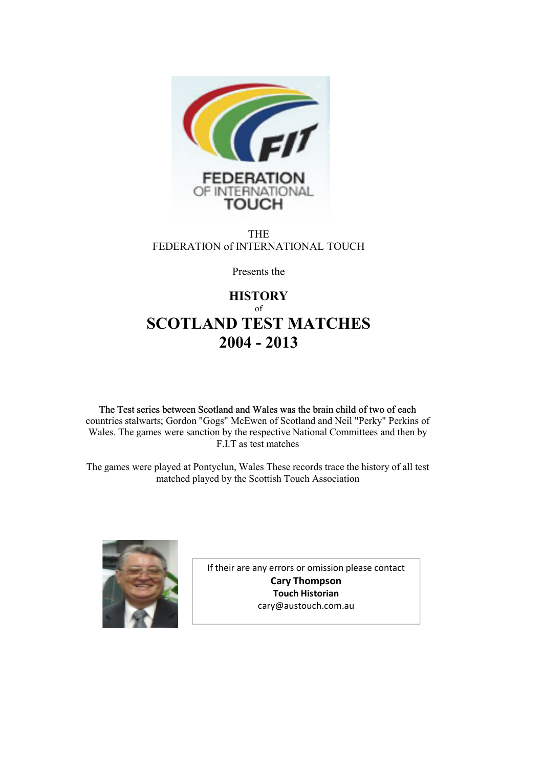THE
FEDERATION of INTERNATIONAL TOUCH

Presents the

# HISTORY
of
# SCOTLAND TEST MATCHES 2004 - 2013

The Test series between Scotland and Wales was the brain child of two of each countries stalwarts; Gordon "Gogs" McEwen of Scotland and Neil "Perky" Perkins of Wales. The games were sanction by the respective National Committees and then by F.I.T as test matches

The games were played at Pontyclun, Wales These records trace the history of all test matched played by the Scottish Touch Association

If their are any errors or omission please contact
**Cary Thompson**
**Touch Historian**
cary@austouch.com.au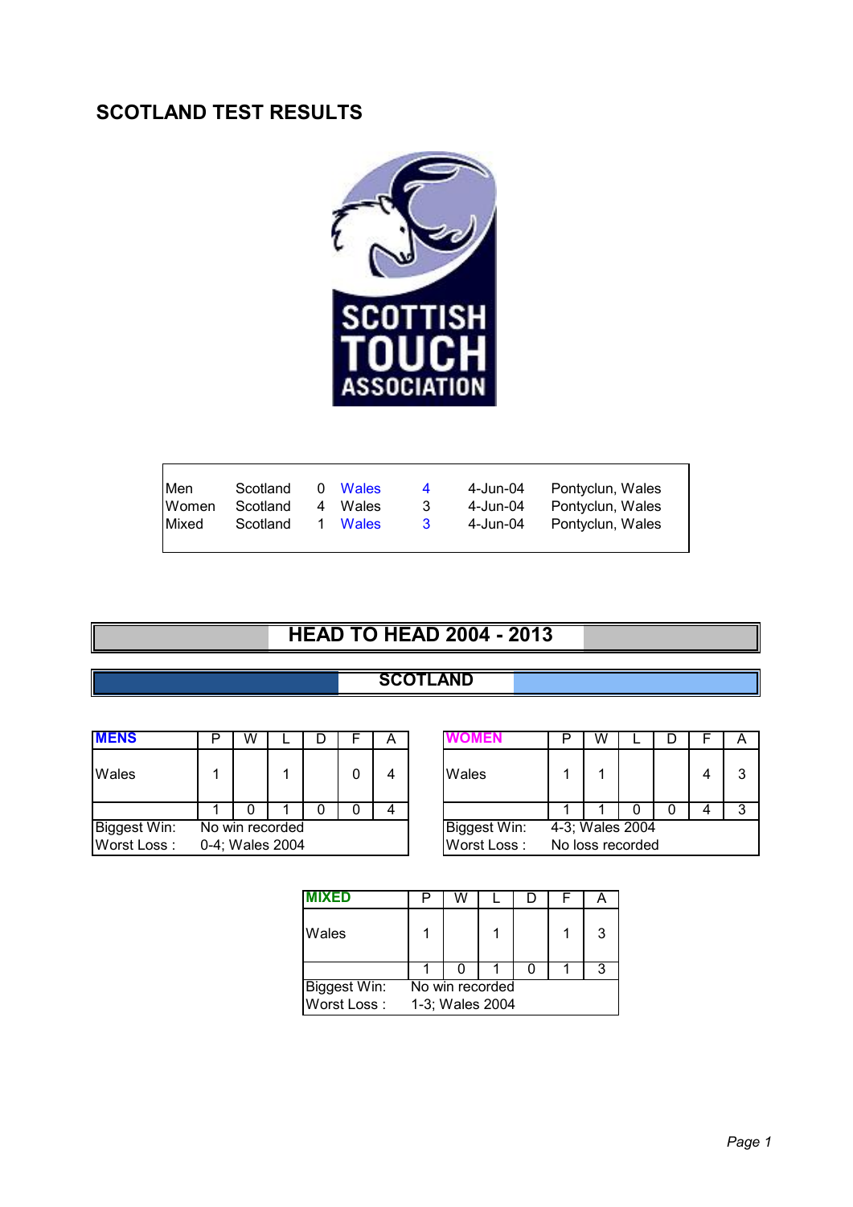# SCOTLAND TEST RESULTS

| | | | | | | |
|---|---|---|---|---|---|---|
| Men | Scotland | 0 | Wales | 4 | 4-Jun-04 | Pontyclun, Wales |
| Women | Scotland | 4 | Wales | 3 | 4-Jun-04 | Pontyclun, Wales |
| Mixed | Scotland | 1 | Wales | 3 | 4-Jun-04 | Pontyclun, Wales |

## HEAD TO HEAD 2004 - 2013

### SCOTLAND

| MENS | P | W | L | D | F | A |
|---|---|---|---|---|---|---|
| Wales | 1 | | 1 | | 0 | 4 |
| | 1 | 0 | 1 | 0 | 0 | 4 |
| Biggest Win: | No win recorded | | | | | |
| Worst Loss : | 0-4; Wales 2004 | | | | | |

| WOMEN | P | W | L | D | F | A |
|---|---|---|---|---|---|---|
| Wales | 1 | 1 | | | 4 | 3 |
| | 1 | 1 | 0 | 0 | 4 | 3 |
| Biggest Win: | 4-3; Wales 2004 | | | | | |
| Worst Loss : | No loss recorded | | | | | |

| MIXED | P | W | L | D | F | A |
|---|---|---|---|---|---|---|
| Wales | 1 | | 1 | | 1 | 3 |
| | 1 | 0 | 1 | 0 | 1 | 3 |
| Biggest Win: | No win recorded | | | | | |
| Worst Loss : | 1-3; Wales 2004 | | | | | |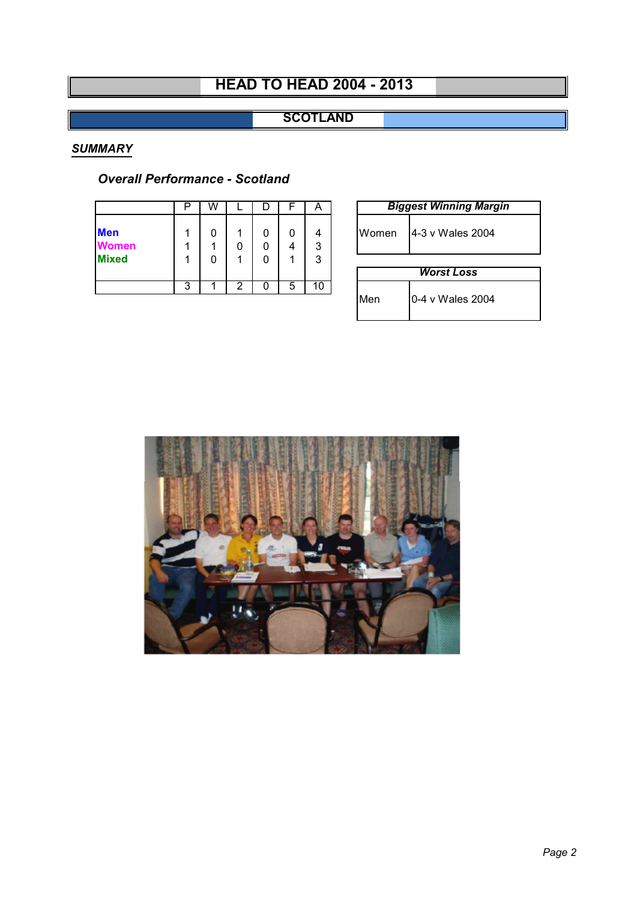# HEAD TO HEAD 2004 - 2013

## SCOTLAND

### SUMMARY

#### *Overall Performance - Scotland*

| | P | W | L | D | F | A |
|---|---|---|---|---|---|---|
| **Men** | 1 | 0 | 1 | 0 | 0 | 4 |
| **Women** | 1 | 1 | 0 | 0 | 4 | 3 |
| **Mixed** | 1 | 0 | 1 | 0 | 1 | 3 |
| | 3 | 1 | 2 | 0 | 5 | 10 |

| ***Biggest Winning Margin*** | |
|---|---|
| Women | 4-3 v Wales 2004 |

| ***Worst Loss*** | |
|---|---|
| Men | 0-4 v Wales 2004 |